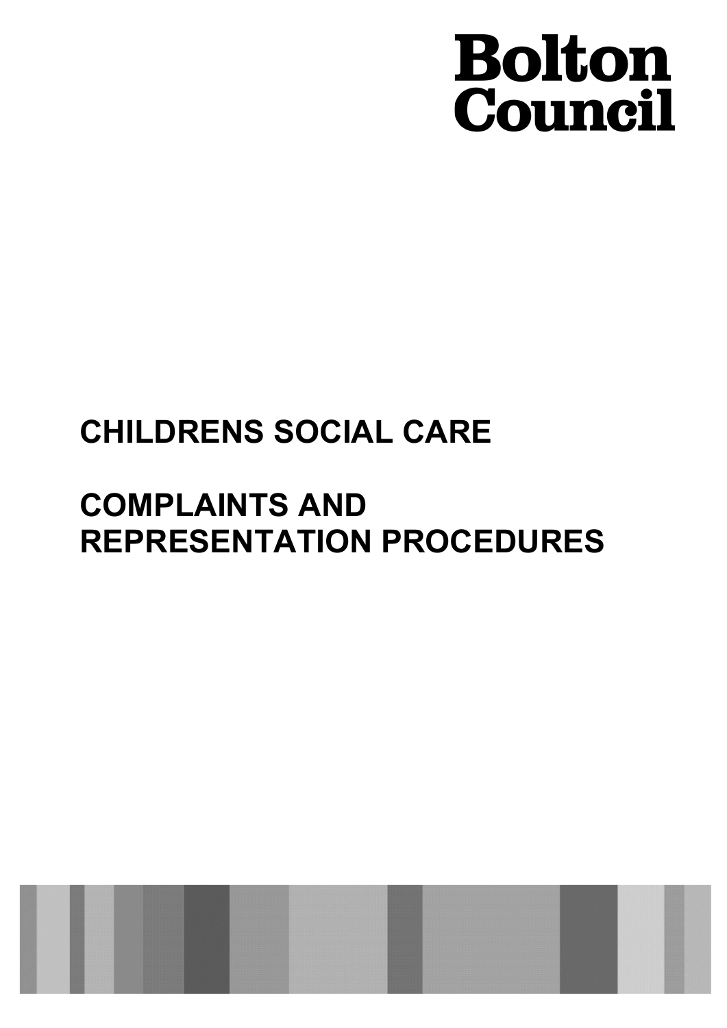Bolton Council

# CHILDRENS SOCIAL CARE

# COMPLAINTS AND REPRESENTATION PROCEDURES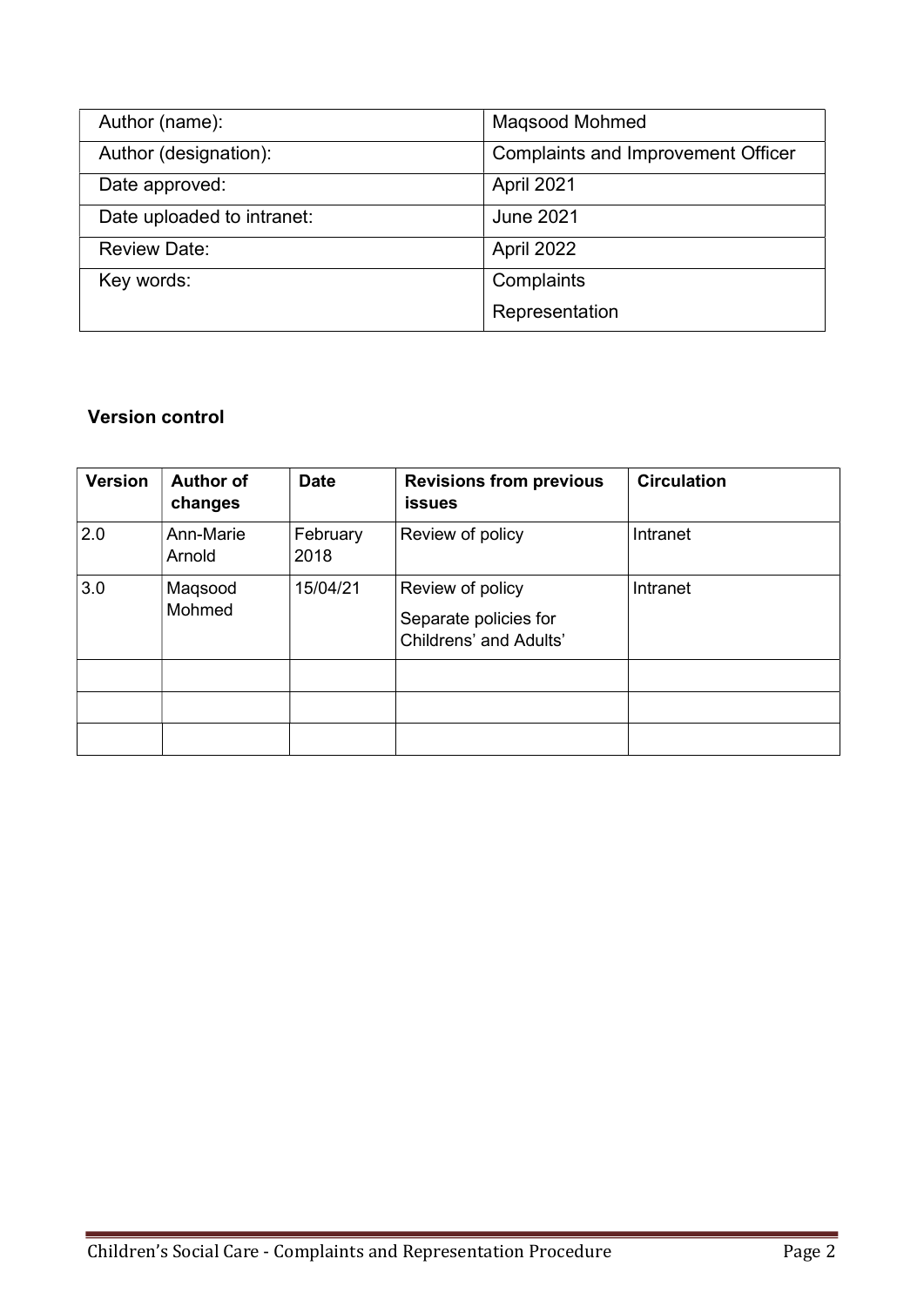| Author (name): | Maqsood Mohmed |
|---|---|
| Author (designation): | Complaints and Improvement Officer |
| Date approved: | April 2021 |
| Date uploaded to intranet: | June 2021 |
| Review Date: | April 2022 |
| Key words: | Complaints<br>Representation |

### Version control

| Version | Author of changes | Date | Revisions from previous issues | Circulation |
|---|---|---|---|---|
| 2.0 | Ann-Marie Arnold | February 2018 | Review of policy | Intranet |
| 3.0 | Maqsood Mohmed | 15/04/21 | Review of policy<br>Separate policies for Childrens' and Adults' | Intranet |
| | | | | |
| | | | | |
| | | | | |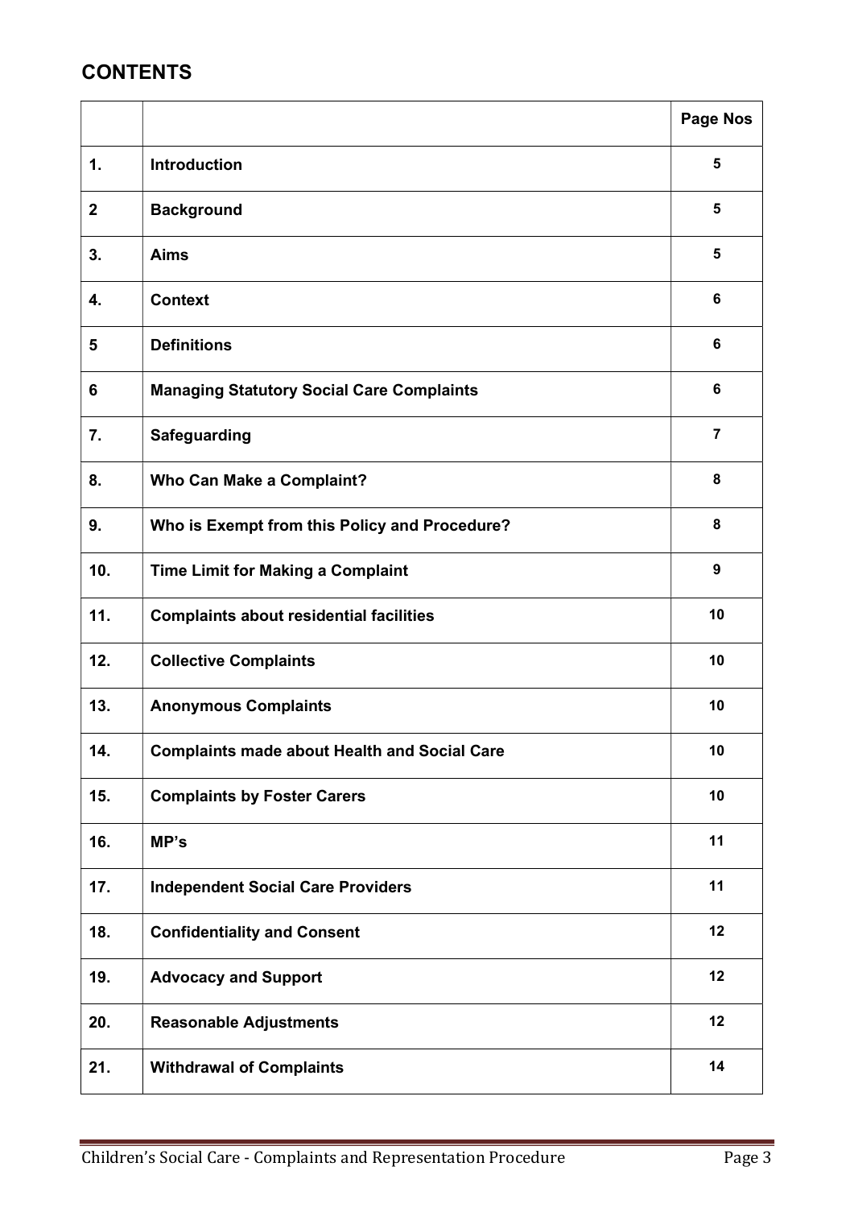## CONTENTS

| | | Page Nos |
|---|---|---|
| 1. | **Introduction** | 5 |
| 2 | **Background** | 5 |
| 3. | **Aims** | 5 |
| 4. | **Context** | 6 |
| 5 | **Definitions** | 6 |
| 6 | **Managing Statutory Social Care Complaints** | 6 |
| 7. | **Safeguarding** | 7 |
| 8. | **Who Can Make a Complaint?** | 8 |
| 9. | **Who is Exempt from this Policy and Procedure?** | 8 |
| 10. | **Time Limit for Making a Complaint** | 9 |
| 11. | **Complaints about residential facilities** | 10 |
| 12. | **Collective Complaints** | 10 |
| 13. | **Anonymous Complaints** | 10 |
| 14. | **Complaints made about Health and Social Care** | 10 |
| 15. | **Complaints by Foster Carers** | 10 |
| 16. | **MP's** | 11 |
| 17. | **Independent Social Care Providers** | 11 |
| 18. | **Confidentiality and Consent** | 12 |
| 19. | **Advocacy and Support** | 12 |
| 20. | **Reasonable Adjustments** | 12 |
| 21. | **Withdrawal of Complaints** | 14 |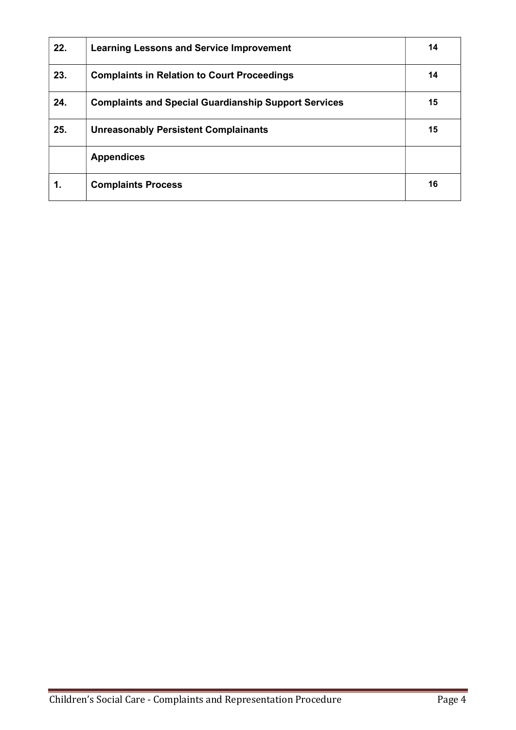| | | |
|---|---|---|
| **22.** | **Learning Lessons and Service Improvement** | **14** |
| **23.** | **Complaints in Relation to Court Proceedings** | **14** |
| **24.** | **Complaints and Special Guardianship Support Services** | **15** |
| **25.** | **Unreasonably Persistent Complainants** | **15** |
| | **Appendices** | |
| **1.** | **Complaints Process** | **16** |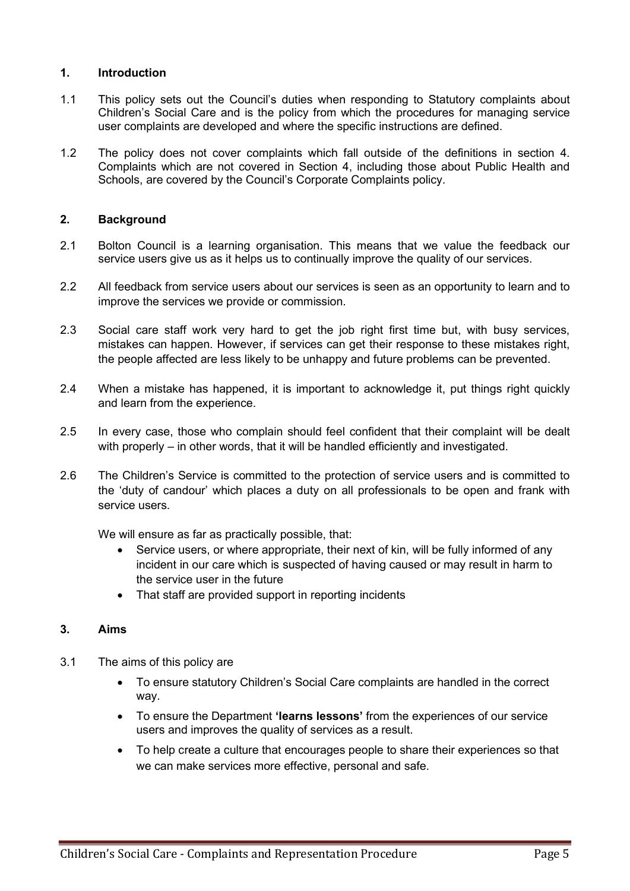## 1. Introduction

1.1 This policy sets out the Council's duties when responding to Statutory complaints about Children's Social Care and is the policy from which the procedures for managing service user complaints are developed and where the specific instructions are defined.

1.2 The policy does not cover complaints which fall outside of the definitions in section 4. Complaints which are not covered in Section 4, including those about Public Health and Schools, are covered by the Council's Corporate Complaints policy.

## 2. Background

2.1 Bolton Council is a learning organisation. This means that we value the feedback our service users give us as it helps us to continually improve the quality of our services.

2.2 All feedback from service users about our services is seen as an opportunity to learn and to improve the services we provide or commission.

2.3 Social care staff work very hard to get the job right first time but, with busy services, mistakes can happen. However, if services can get their response to these mistakes right, the people affected are less likely to be unhappy and future problems can be prevented.

2.4 When a mistake has happened, it is important to acknowledge it, put things right quickly and learn from the experience.

2.5 In every case, those who complain should feel confident that their complaint will be dealt with properly – in other words, that it will be handled efficiently and investigated.

2.6 The Children's Service is committed to the protection of service users and is committed to the 'duty of candour' which places a duty on all professionals to be open and frank with service users.

We will ensure as far as practically possible, that:

- Service users, or where appropriate, their next of kin, will be fully informed of any incident in our care which is suspected of having caused or may result in harm to the service user in the future
- That staff are provided support in reporting incidents

## 3. Aims

3.1 The aims of this policy are

- To ensure statutory Children's Social Care complaints are handled in the correct way.
- To ensure the Department **'learns lessons'** from the experiences of our service users and improves the quality of services as a result.
- To help create a culture that encourages people to share their experiences so that we can make services more effective, personal and safe.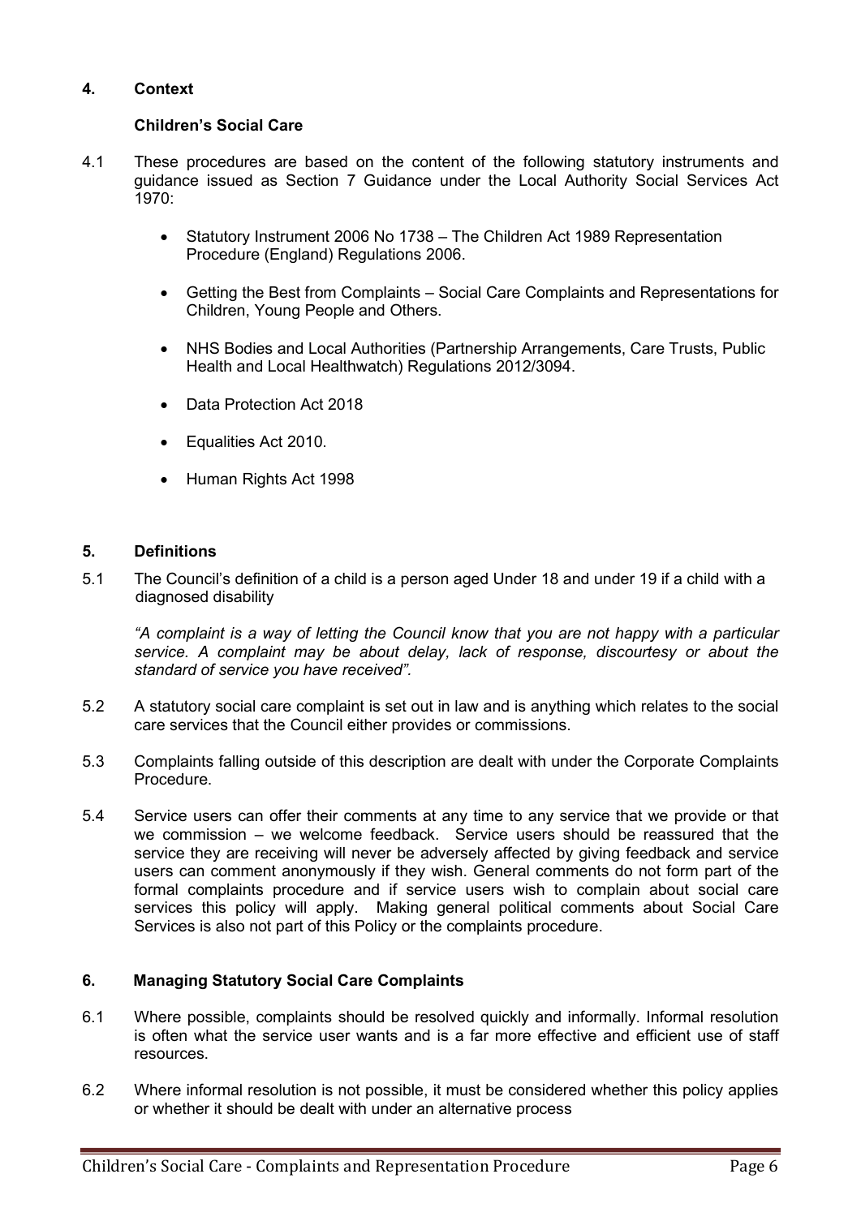## 4. Context

### Children's Social Care

4.1 These procedures are based on the content of the following statutory instruments and guidance issued as Section 7 Guidance under the Local Authority Social Services Act 1970:

- Statutory Instrument 2006 No 1738 – The Children Act 1989 Representation Procedure (England) Regulations 2006.
- Getting the Best from Complaints – Social Care Complaints and Representations for Children, Young People and Others.
- NHS Bodies and Local Authorities (Partnership Arrangements, Care Trusts, Public Health and Local Healthwatch) Regulations 2012/3094.
- Data Protection Act 2018
- Equalities Act 2010.
- Human Rights Act 1998

## 5. Definitions

5.1 The Council's definition of a child is a person aged Under 18 and under 19 if a child with a diagnosed disability

*"A complaint is a way of letting the Council know that you are not happy with a particular service. A complaint may be about delay, lack of response, discourtesy or about the standard of service you have received".*

5.2 A statutory social care complaint is set out in law and is anything which relates to the social care services that the Council either provides or commissions.

5.3 Complaints falling outside of this description are dealt with under the Corporate Complaints Procedure.

5.4 Service users can offer their comments at any time to any service that we provide or that we commission – we welcome feedback. Service users should be reassured that the service they are receiving will never be adversely affected by giving feedback and service users can comment anonymously if they wish. General comments do not form part of the formal complaints procedure and if service users wish to complain about social care services this policy will apply. Making general political comments about Social Care Services is also not part of this Policy or the complaints procedure.

## 6. Managing Statutory Social Care Complaints

6.1 Where possible, complaints should be resolved quickly and informally. Informal resolution is often what the service user wants and is a far more effective and efficient use of staff resources.

6.2 Where informal resolution is not possible, it must be considered whether this policy applies or whether it should be dealt with under an alternative process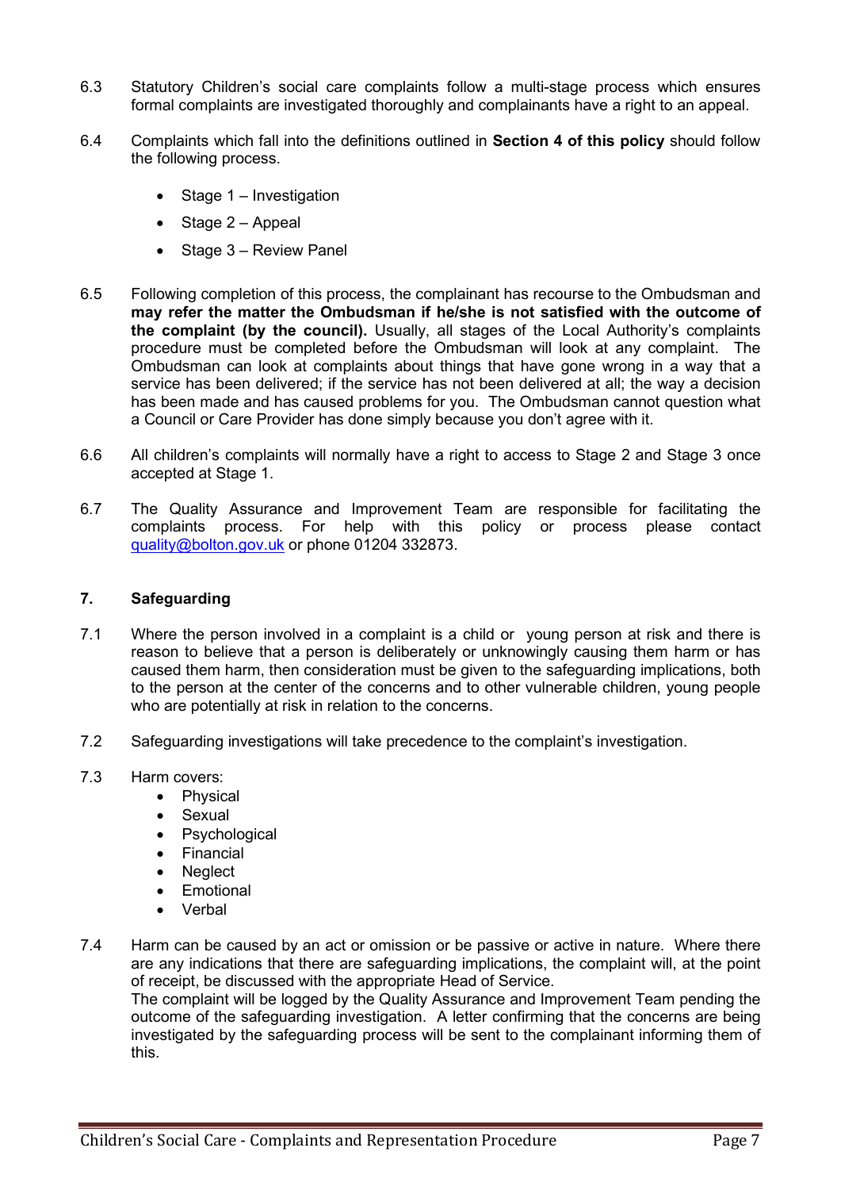6.3 Statutory Children's social care complaints follow a multi-stage process which ensures formal complaints are investigated thoroughly and complainants have a right to an appeal.

6.4 Complaints which fall into the definitions outlined in **Section 4 of this policy** should follow the following process.

- Stage 1 – Investigation
- Stage 2 – Appeal
- Stage 3 – Review Panel

6.5 Following completion of this process, the complainant has recourse to the Ombudsman and **may refer the matter the Ombudsman if he/she is not satisfied with the outcome of the complaint (by the council).** Usually, all stages of the Local Authority's complaints procedure must be completed before the Ombudsman will look at any complaint. The Ombudsman can look at complaints about things that have gone wrong in a way that a service has been delivered; if the service has not been delivered at all; the way a decision has been made and has caused problems for you. The Ombudsman cannot question what a Council or Care Provider has done simply because you don't agree with it.

6.6 All children's complaints will normally have a right to access to Stage 2 and Stage 3 once accepted at Stage 1.

6.7 The Quality Assurance and Improvement Team are responsible for facilitating the complaints process. For help with this policy or process please contact quality@bolton.gov.uk or phone 01204 332873.

## 7. Safeguarding

7.1 Where the person involved in a complaint is a child or young person at risk and there is reason to believe that a person is deliberately or unknowingly causing them harm or has caused them harm, then consideration must be given to the safeguarding implications, both to the person at the center of the concerns and to other vulnerable children, young people who are potentially at risk in relation to the concerns.

7.2 Safeguarding investigations will take precedence to the complaint's investigation.

7.3 Harm covers:

- Physical
- Sexual
- Psychological
- Financial
- Neglect
- Emotional
- Verbal

7.4 Harm can be caused by an act or omission or be passive or active in nature. Where there are any indications that there are safeguarding implications, the complaint will, at the point of receipt, be discussed with the appropriate Head of Service.
The complaint will be logged by the Quality Assurance and Improvement Team pending the outcome of the safeguarding investigation. A letter confirming that the concerns are being investigated by the safeguarding process will be sent to the complainant informing them of this.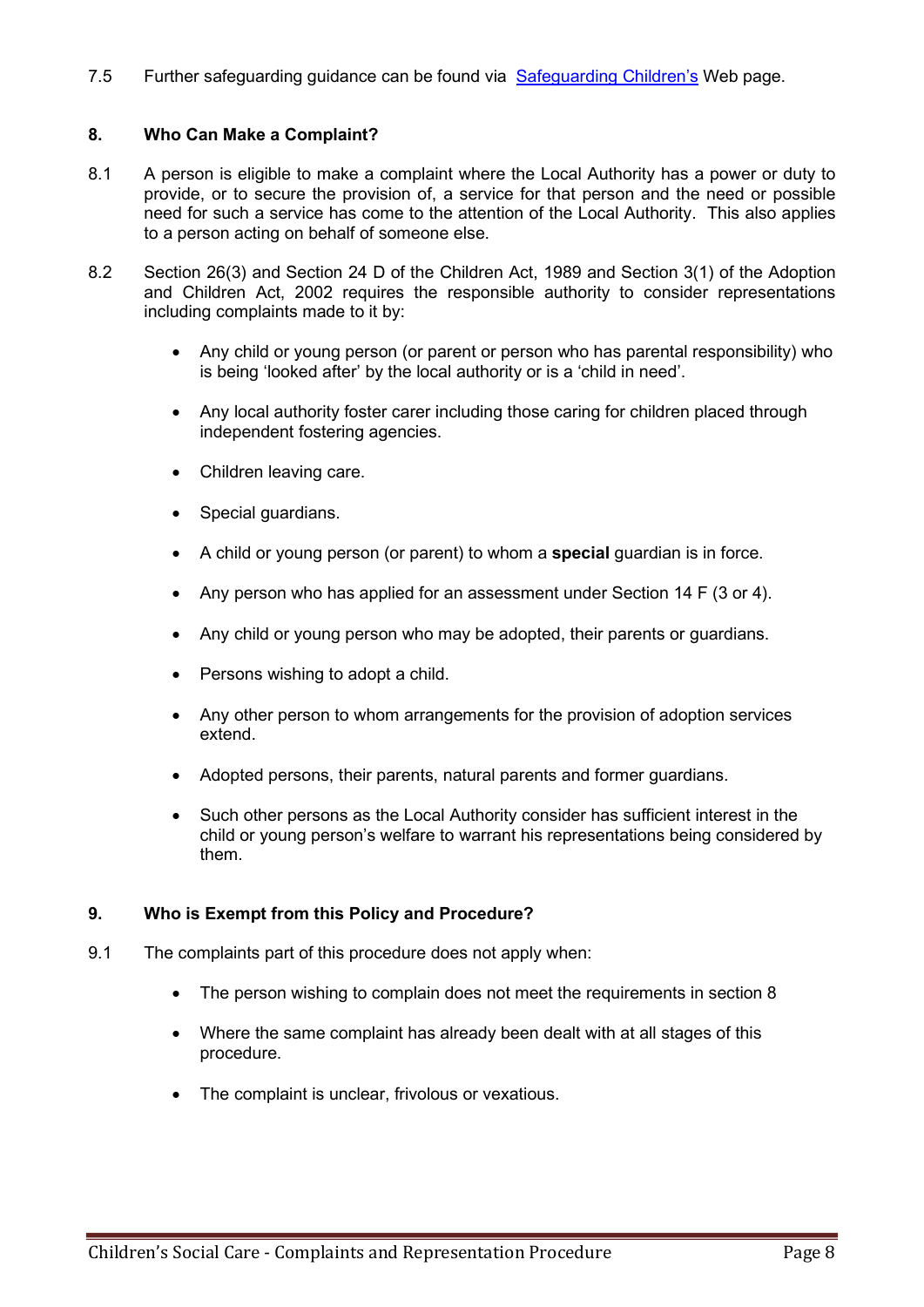7.5 Further safeguarding guidance can be found via [Safeguarding Children's]() Web page.

## 8. Who Can Make a Complaint?

8.1 A person is eligible to make a complaint where the Local Authority has a power or duty to provide, or to secure the provision of, a service for that person and the need or possible need for such a service has come to the attention of the Local Authority. This also applies to a person acting on behalf of someone else.

8.2 Section 26(3) and Section 24 D of the Children Act, 1989 and Section 3(1) of the Adoption and Children Act, 2002 requires the responsible authority to consider representations including complaints made to it by:

- Any child or young person (or parent or person who has parental responsibility) who is being 'looked after' by the local authority or is a 'child in need'.
- Any local authority foster carer including those caring for children placed through independent fostering agencies.
- Children leaving care.
- Special guardians.
- A child or young person (or parent) to whom a **special** guardian is in force.
- Any person who has applied for an assessment under Section 14 F (3 or 4).
- Any child or young person who may be adopted, their parents or guardians.
- Persons wishing to adopt a child.
- Any other person to whom arrangements for the provision of adoption services extend.
- Adopted persons, their parents, natural parents and former guardians.
- Such other persons as the Local Authority consider has sufficient interest in the child or young person's welfare to warrant his representations being considered by them.

## 9. Who is Exempt from this Policy and Procedure?

9.1 The complaints part of this procedure does not apply when:

- The person wishing to complain does not meet the requirements in section 8
- Where the same complaint has already been dealt with at all stages of this procedure.
- The complaint is unclear, frivolous or vexatious.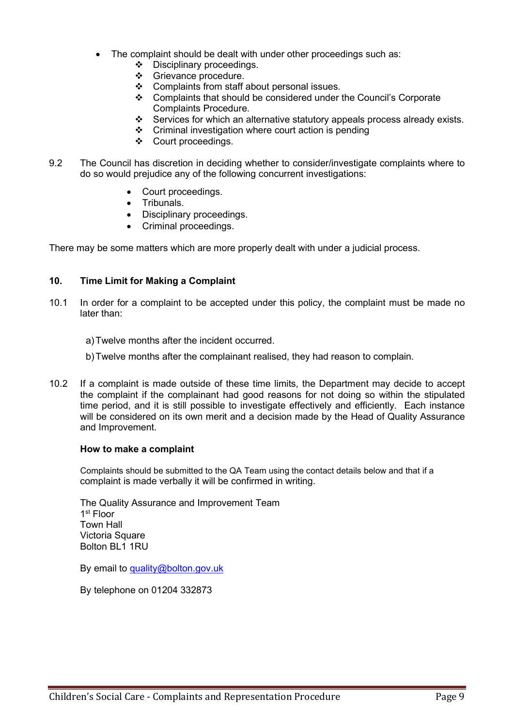- The complaint should be dealt with under other proceedings such as:
  - Disciplinary proceedings.
  - Grievance procedure.
  - Complaints from staff about personal issues.
  - Complaints that should be considered under the Council's Corporate Complaints Procedure.
  - Services for which an alternative statutory appeals process already exists.
  - Criminal investigation where court action is pending
  - Court proceedings.

9.2 The Council has discretion in deciding whether to consider/investigate complaints where to do so would prejudice any of the following concurrent investigations:

- Court proceedings.
- Tribunals.
- Disciplinary proceedings.
- Criminal proceedings.

There may be some matters which are more properly dealt with under a judicial process.

## 10. Time Limit for Making a Complaint

10.1 In order for a complaint to be accepted under this policy, the complaint must be made no later than:

a) Twelve months after the incident occurred.

b) Twelve months after the complainant realised, they had reason to complain.

10.2 If a complaint is made outside of these time limits, the Department may decide to accept the complaint if the complainant had good reasons for not doing so within the stipulated time period, and it is still possible to investigate effectively and efficiently. Each instance will be considered on its own merit and a decision made by the Head of Quality Assurance and Improvement.

**How to make a complaint**

Complaints should be submitted to the QA Team using the contact details below and that if a complaint is made verbally it will be confirmed in writing.

The Quality Assurance and Improvement Team
1st Floor
Town Hall
Victoria Square
Bolton BL1 1RU

By email to [quality@bolton.gov.uk](mailto:quality@bolton.gov.uk)

By telephone on 01204 332873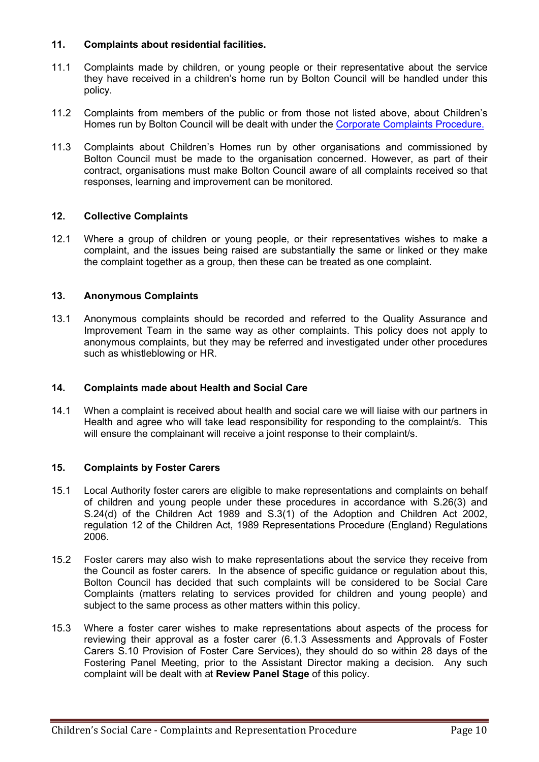## 11. Complaints about residential facilities.

11.1 Complaints made by children, or young people or their representative about the service they have received in a children's home run by Bolton Council will be handled under this policy.

11.2 Complaints from members of the public or from those not listed above, about Children's Homes run by Bolton Council will be dealt with under the [Corporate Complaints Procedure.]()

11.3 Complaints about Children's Homes run by other organisations and commissioned by Bolton Council must be made to the organisation concerned. However, as part of their contract, organisations must make Bolton Council aware of all complaints received so that responses, learning and improvement can be monitored.

## 12. Collective Complaints

12.1 Where a group of children or young people, or their representatives wishes to make a complaint, and the issues being raised are substantially the same or linked or they make the complaint together as a group, then these can be treated as one complaint.

## 13. Anonymous Complaints

13.1 Anonymous complaints should be recorded and referred to the Quality Assurance and Improvement Team in the same way as other complaints. This policy does not apply to anonymous complaints, but they may be referred and investigated under other procedures such as whistleblowing or HR.

## 14. Complaints made about Health and Social Care

14.1 When a complaint is received about health and social care we will liaise with our partners in Health and agree who will take lead responsibility for responding to the complaint/s. This will ensure the complainant will receive a joint response to their complaint/s.

## 15. Complaints by Foster Carers

15.1 Local Authority foster carers are eligible to make representations and complaints on behalf of children and young people under these procedures in accordance with S.26(3) and S.24(d) of the Children Act 1989 and S.3(1) of the Adoption and Children Act 2002, regulation 12 of the Children Act, 1989 Representations Procedure (England) Regulations 2006.

15.2 Foster carers may also wish to make representations about the service they receive from the Council as foster carers. In the absence of specific guidance or regulation about this, Bolton Council has decided that such complaints will be considered to be Social Care Complaints (matters relating to services provided for children and young people) and subject to the same process as other matters within this policy.

15.3 Where a foster carer wishes to make representations about aspects of the process for reviewing their approval as a foster carer (6.1.3 Assessments and Approvals of Foster Carers S.10 Provision of Foster Care Services), they should do so within 28 days of the Fostering Panel Meeting, prior to the Assistant Director making a decision. Any such complaint will be dealt with at **Review Panel Stage** of this policy.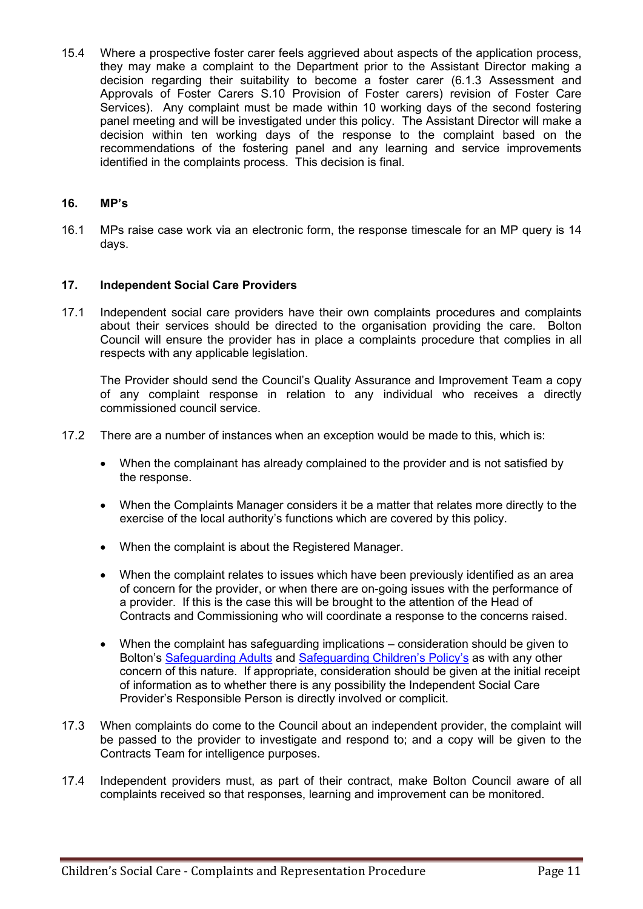15.4 Where a prospective foster carer feels aggrieved about aspects of the application process, they may make a complaint to the Department prior to the Assistant Director making a decision regarding their suitability to become a foster carer (6.1.3 Assessment and Approvals of Foster Carers S.10 Provision of Foster carers) revision of Foster Care Services). Any complaint must be made within 10 working days of the second fostering panel meeting and will be investigated under this policy. The Assistant Director will make a decision within ten working days of the response to the complaint based on the recommendations of the fostering panel and any learning and service improvements identified in the complaints process. This decision is final.

## 16. MP's

16.1 MPs raise case work via an electronic form, the response timescale for an MP query is 14 days.

## 17. Independent Social Care Providers

17.1 Independent social care providers have their own complaints procedures and complaints about their services should be directed to the organisation providing the care. Bolton Council will ensure the provider has in place a complaints procedure that complies in all respects with any applicable legislation.

The Provider should send the Council's Quality Assurance and Improvement Team a copy of any complaint response in relation to any individual who receives a directly commissioned council service.

17.2 There are a number of instances when an exception would be made to this, which is:

- When the complainant has already complained to the provider and is not satisfied by the response.
- When the Complaints Manager considers it be a matter that relates more directly to the exercise of the local authority's functions which are covered by this policy.
- When the complaint is about the Registered Manager.
- When the complaint relates to issues which have been previously identified as an area of concern for the provider, or when there are on-going issues with the performance of a provider. If this is the case this will be brought to the attention of the Head of Contracts and Commissioning who will coordinate a response to the concerns raised.
- When the complaint has safeguarding implications – consideration should be given to Bolton's Safeguarding Adults and Safeguarding Children's Policy's as with any other concern of this nature. If appropriate, consideration should be given at the initial receipt of information as to whether there is any possibility the Independent Social Care Provider's Responsible Person is directly involved or complicit.

17.3 When complaints do come to the Council about an independent provider, the complaint will be passed to the provider to investigate and respond to; and a copy will be given to the Contracts Team for intelligence purposes.

17.4 Independent providers must, as part of their contract, make Bolton Council aware of all complaints received so that responses, learning and improvement can be monitored.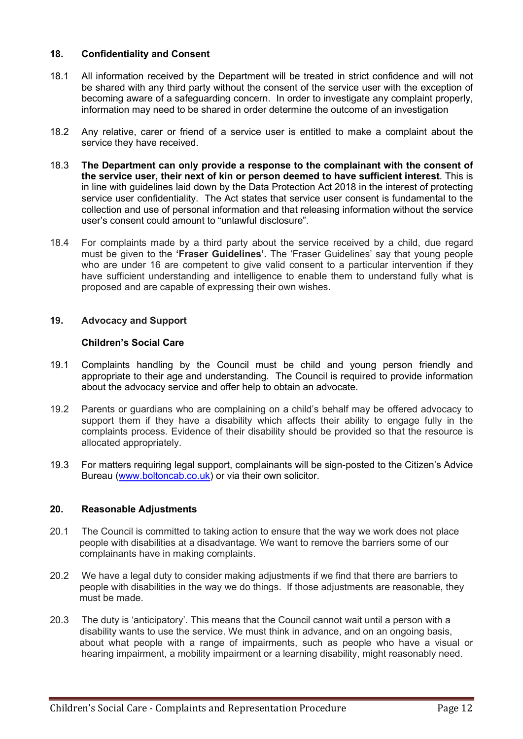## 18. Confidentiality and Consent

18.1 All information received by the Department will be treated in strict confidence and will not be shared with any third party without the consent of the service user with the exception of becoming aware of a safeguarding concern. In order to investigate any complaint properly, information may need to be shared in order determine the outcome of an investigation

18.2 Any relative, carer or friend of a service user is entitled to make a complaint about the service they have received.

18.3 **The Department can only provide a response to the complainant with the consent of the service user, their next of kin or person deemed to have sufficient interest**. This is in line with guidelines laid down by the Data Protection Act 2018 in the interest of protecting service user confidentiality. The Act states that service user consent is fundamental to the collection and use of personal information and that releasing information without the service user's consent could amount to "unlawful disclosure".

18.4 For complaints made by a third party about the service received by a child, due regard must be given to the **'Fraser Guidelines'.** The 'Fraser Guidelines' say that young people who are under 16 are competent to give valid consent to a particular intervention if they have sufficient understanding and intelligence to enable them to understand fully what is proposed and are capable of expressing their own wishes.

## 19. Advocacy and Support

### Children's Social Care

19.1 Complaints handling by the Council must be child and young person friendly and appropriate to their age and understanding. The Council is required to provide information about the advocacy service and offer help to obtain an advocate.

19.2 Parents or guardians who are complaining on a child's behalf may be offered advocacy to support them if they have a disability which affects their ability to engage fully in the complaints process. Evidence of their disability should be provided so that the resource is allocated appropriately.

19.3 For matters requiring legal support, complainants will be sign-posted to the Citizen's Advice Bureau (www.boltoncab.co.uk) or via their own solicitor.

## 20. Reasonable Adjustments

20.1 The Council is committed to taking action to ensure that the way we work does not place people with disabilities at a disadvantage. We want to remove the barriers some of our complainants have in making complaints.

20.2 We have a legal duty to consider making adjustments if we find that there are barriers to people with disabilities in the way we do things. If those adjustments are reasonable, they must be made.

20.3 The duty is 'anticipatory'. This means that the Council cannot wait until a person with a disability wants to use the service. We must think in advance, and on an ongoing basis, about what people with a range of impairments, such as people who have a visual or hearing impairment, a mobility impairment or a learning disability, might reasonably need.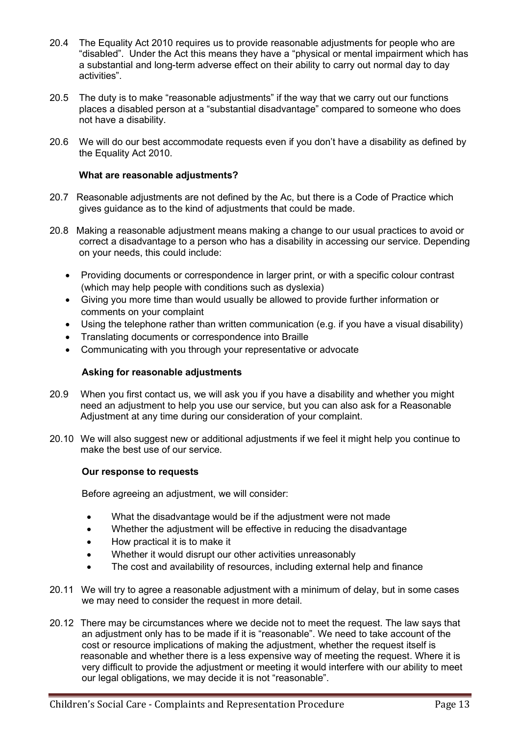20.4 The Equality Act 2010 requires us to provide reasonable adjustments for people who are "disabled". Under the Act this means they have a "physical or mental impairment which has a substantial and long-term adverse effect on their ability to carry out normal day to day activities".

20.5 The duty is to make "reasonable adjustments" if the way that we carry out our functions places a disabled person at a "substantial disadvantage" compared to someone who does not have a disability.

20.6 We will do our best accommodate requests even if you don't have a disability as defined by the Equality Act 2010.

**What are reasonable adjustments?**

20.7 Reasonable adjustments are not defined by the Ac, but there is a Code of Practice which gives guidance as to the kind of adjustments that could be made.

20.8 Making a reasonable adjustment means making a change to our usual practices to avoid or correct a disadvantage to a person who has a disability in accessing our service. Depending on your needs, this could include:

- Providing documents or correspondence in larger print, or with a specific colour contrast (which may help people with conditions such as dyslexia)
- Giving you more time than would usually be allowed to provide further information or comments on your complaint
- Using the telephone rather than written communication (e.g. if you have a visual disability)
- Translating documents or correspondence into Braille
- Communicating with you through your representative or advocate

**Asking for reasonable adjustments**

20.9 When you first contact us, we will ask you if you have a disability and whether you might need an adjustment to help you use our service, but you can also ask for a Reasonable Adjustment at any time during our consideration of your complaint.

20.10 We will also suggest new or additional adjustments if we feel it might help you continue to make the best use of our service.

**Our response to requests**

Before agreeing an adjustment, we will consider:

- What the disadvantage would be if the adjustment were not made
- Whether the adjustment will be effective in reducing the disadvantage
- How practical it is to make it
- Whether it would disrupt our other activities unreasonably
- The cost and availability of resources, including external help and finance

20.11 We will try to agree a reasonable adjustment with a minimum of delay, but in some cases we may need to consider the request in more detail.

20.12 There may be circumstances where we decide not to meet the request. The law says that an adjustment only has to be made if it is "reasonable". We need to take account of the cost or resource implications of making the adjustment, whether the request itself is reasonable and whether there is a less expensive way of meeting the request. Where it is very difficult to provide the adjustment or meeting it would interfere with our ability to meet our legal obligations, we may decide it is not "reasonable".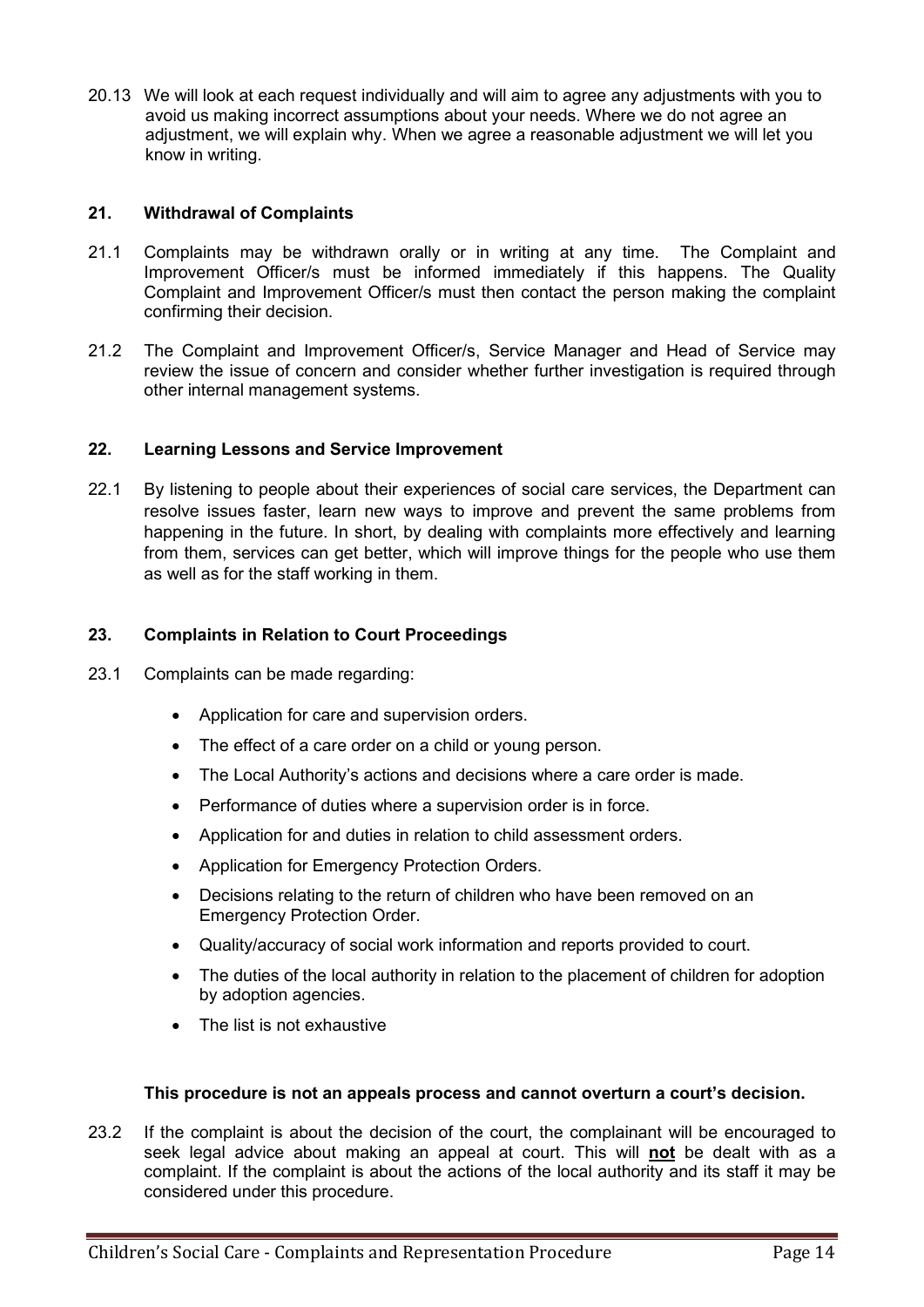20.13 We will look at each request individually and will aim to agree any adjustments with you to avoid us making incorrect assumptions about your needs. Where we do not agree an adjustment, we will explain why. When we agree a reasonable adjustment we will let you know in writing.

## 21. Withdrawal of Complaints

21.1 Complaints may be withdrawn orally or in writing at any time. The Complaint and Improvement Officer/s must be informed immediately if this happens. The Quality Complaint and Improvement Officer/s must then contact the person making the complaint confirming their decision.

21.2 The Complaint and Improvement Officer/s, Service Manager and Head of Service may review the issue of concern and consider whether further investigation is required through other internal management systems.

## 22. Learning Lessons and Service Improvement

22.1 By listening to people about their experiences of social care services, the Department can resolve issues faster, learn new ways to improve and prevent the same problems from happening in the future. In short, by dealing with complaints more effectively and learning from them, services can get better, which will improve things for the people who use them as well as for the staff working in them.

## 23. Complaints in Relation to Court Proceedings

23.1 Complaints can be made regarding:

- Application for care and supervision orders.
- The effect of a care order on a child or young person.
- The Local Authority's actions and decisions where a care order is made.
- Performance of duties where a supervision order is in force.
- Application for and duties in relation to child assessment orders.
- Application for Emergency Protection Orders.
- Decisions relating to the return of children who have been removed on an Emergency Protection Order.
- Quality/accuracy of social work information and reports provided to court.
- The duties of the local authority in relation to the placement of children for adoption by adoption agencies.
- The list is not exhaustive

**This procedure is not an appeals process and cannot overturn a court's decision.**

23.2 If the complaint is about the decision of the court, the complainant will be encouraged to seek legal advice about making an appeal at court. This will **not** be dealt with as a complaint. If the complaint is about the actions of the local authority and its staff it may be considered under this procedure.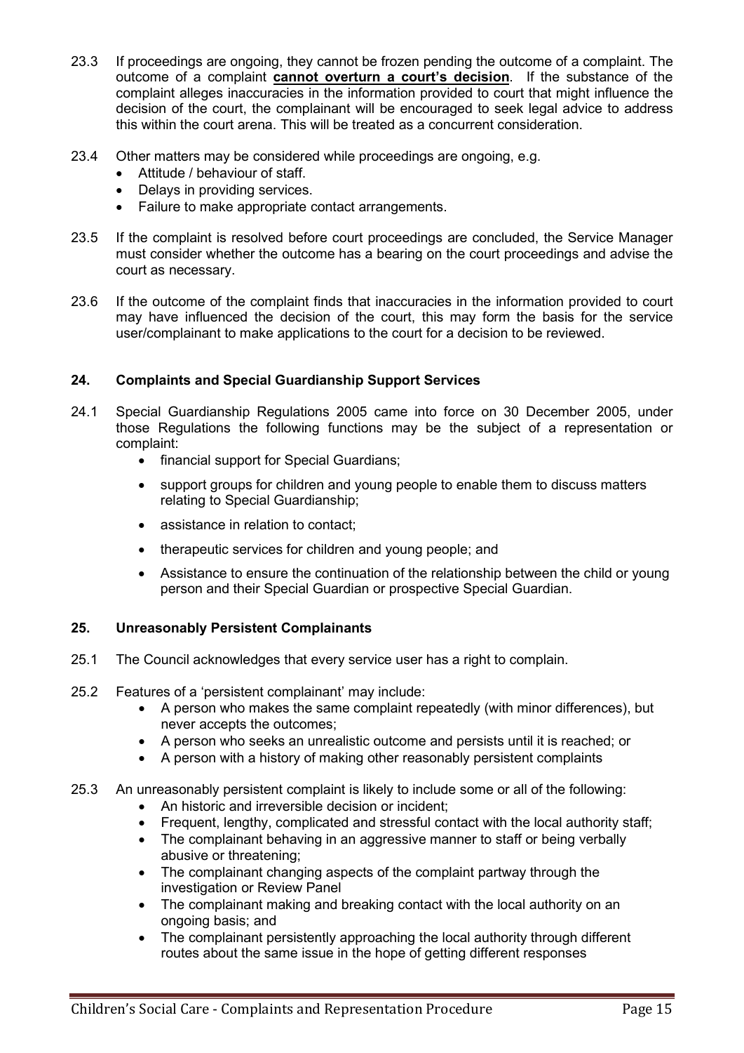23.3 If proceedings are ongoing, they cannot be frozen pending the outcome of a complaint. The outcome of a complaint **cannot overturn a court's decision**. If the substance of the complaint alleges inaccuracies in the information provided to court that might influence the decision of the court, the complainant will be encouraged to seek legal advice to address this within the court arena. This will be treated as a concurrent consideration.

23.4 Other matters may be considered while proceedings are ongoing, e.g.

- Attitude / behaviour of staff.
- Delays in providing services.
- Failure to make appropriate contact arrangements.

23.5 If the complaint is resolved before court proceedings are concluded, the Service Manager must consider whether the outcome has a bearing on the court proceedings and advise the court as necessary.

23.6 If the outcome of the complaint finds that inaccuracies in the information provided to court may have influenced the decision of the court, this may form the basis for the service user/complainant to make applications to the court for a decision to be reviewed.

## 24. Complaints and Special Guardianship Support Services

24.1 Special Guardianship Regulations 2005 came into force on 30 December 2005, under those Regulations the following functions may be the subject of a representation or complaint:

- financial support for Special Guardians;
- support groups for children and young people to enable them to discuss matters relating to Special Guardianship;
- assistance in relation to contact;
- therapeutic services for children and young people; and
- Assistance to ensure the continuation of the relationship between the child or young person and their Special Guardian or prospective Special Guardian.

## 25. Unreasonably Persistent Complainants

25.1 The Council acknowledges that every service user has a right to complain.

25.2 Features of a 'persistent complainant' may include:

- A person who makes the same complaint repeatedly (with minor differences), but never accepts the outcomes;
- A person who seeks an unrealistic outcome and persists until it is reached; or
- A person with a history of making other reasonably persistent complaints

25.3 An unreasonably persistent complaint is likely to include some or all of the following:

- An historic and irreversible decision or incident;
- Frequent, lengthy, complicated and stressful contact with the local authority staff;
- The complainant behaving in an aggressive manner to staff or being verbally abusive or threatening;
- The complainant changing aspects of the complaint partway through the investigation or Review Panel
- The complainant making and breaking contact with the local authority on an ongoing basis; and
- The complainant persistently approaching the local authority through different routes about the same issue in the hope of getting different responses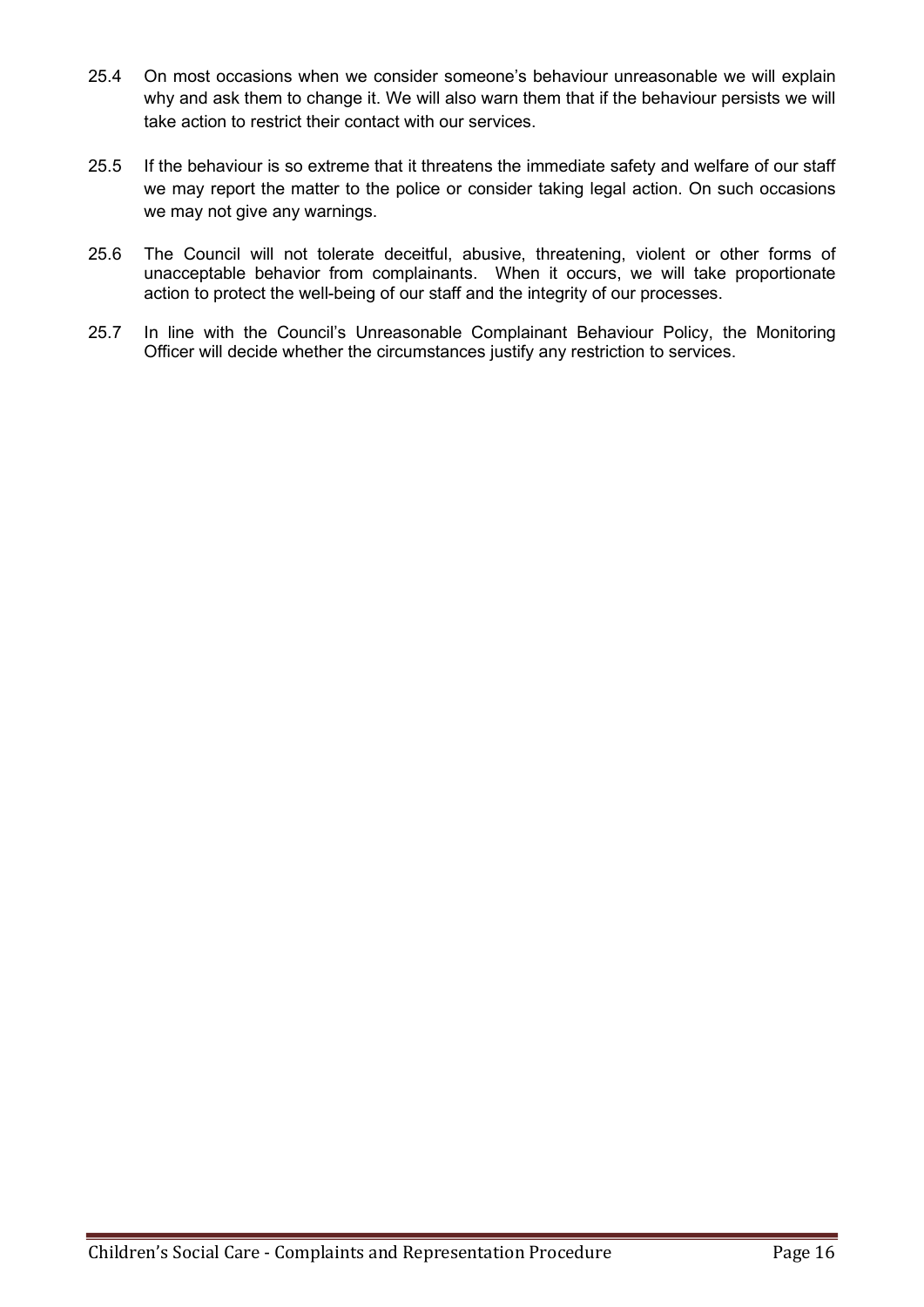25.4 On most occasions when we consider someone's behaviour unreasonable we will explain why and ask them to change it. We will also warn them that if the behaviour persists we will take action to restrict their contact with our services.

25.5 If the behaviour is so extreme that it threatens the immediate safety and welfare of our staff we may report the matter to the police or consider taking legal action. On such occasions we may not give any warnings.

25.6 The Council will not tolerate deceitful, abusive, threatening, violent or other forms of unacceptable behavior from complainants. When it occurs, we will take proportionate action to protect the well-being of our staff and the integrity of our processes.

25.7 In line with the Council's Unreasonable Complainant Behaviour Policy, the Monitoring Officer will decide whether the circumstances justify any restriction to services.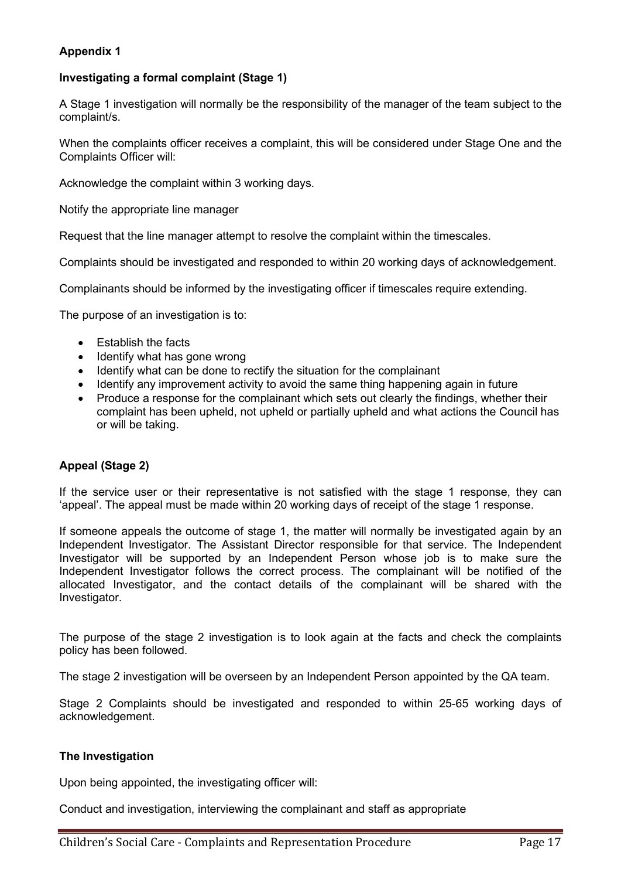**Appendix 1**

**Investigating a formal complaint (Stage 1)**

A Stage 1 investigation will normally be the responsibility of the manager of the team subject to the complaint/s.

When the complaints officer receives a complaint, this will be considered under Stage One and the Complaints Officer will:

Acknowledge the complaint within 3 working days.

Notify the appropriate line manager

Request that the line manager attempt to resolve the complaint within the timescales.

Complaints should be investigated and responded to within 20 working days of acknowledgement.

Complainants should be informed by the investigating officer if timescales require extending.

The purpose of an investigation is to:

- Establish the facts
- Identify what has gone wrong
- Identify what can be done to rectify the situation for the complainant
- Identify any improvement activity to avoid the same thing happening again in future
- Produce a response for the complainant which sets out clearly the findings, whether their complaint has been upheld, not upheld or partially upheld and what actions the Council has or will be taking.

**Appeal (Stage 2)**

If the service user or their representative is not satisfied with the stage 1 response, they can 'appeal'. The appeal must be made within 20 working days of receipt of the stage 1 response.

If someone appeals the outcome of stage 1, the matter will normally be investigated again by an Independent Investigator. The Assistant Director responsible for that service. The Independent Investigator will be supported by an Independent Person whose job is to make sure the Independent Investigator follows the correct process. The complainant will be notified of the allocated Investigator, and the contact details of the complainant will be shared with the Investigator.

The purpose of the stage 2 investigation is to look again at the facts and check the complaints policy has been followed.

The stage 2 investigation will be overseen by an Independent Person appointed by the QA team.

Stage 2 Complaints should be investigated and responded to within 25-65 working days of acknowledgement.

**The Investigation**

Upon being appointed, the investigating officer will:

Conduct and investigation, interviewing the complainant and staff as appropriate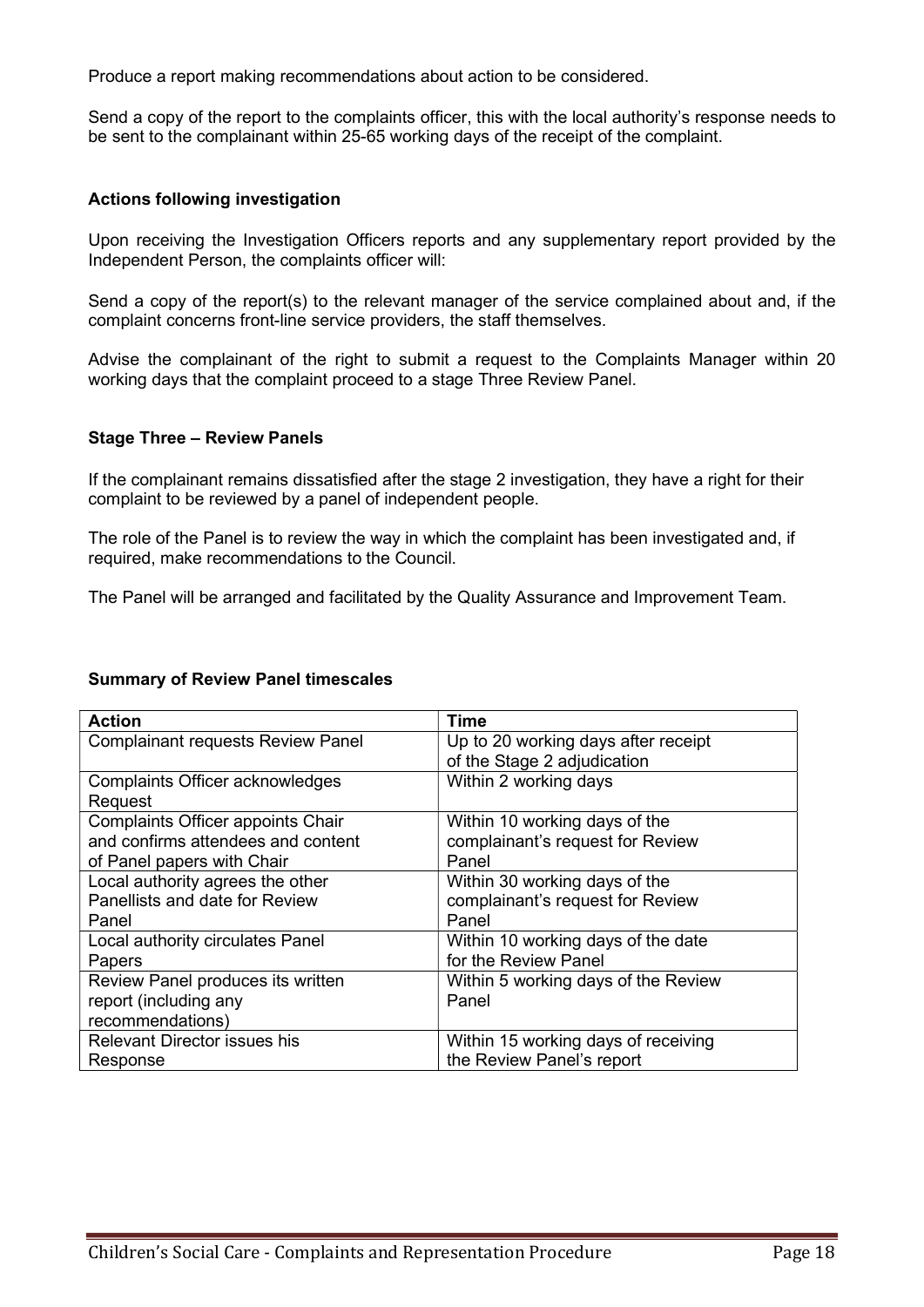Produce a report making recommendations about action to be considered.

Send a copy of the report to the complaints officer, this with the local authority's response needs to be sent to the complainant within 25-65 working days of the receipt of the complaint.

**Actions following investigation**

Upon receiving the Investigation Officers reports and any supplementary report provided by the Independent Person, the complaints officer will:

Send a copy of the report(s) to the relevant manager of the service complained about and, if the complaint concerns front-line service providers, the staff themselves.

Advise the complainant of the right to submit a request to the Complaints Manager within 20 working days that the complaint proceed to a stage Three Review Panel.

**Stage Three – Review Panels**

If the complainant remains dissatisfied after the stage 2 investigation, they have a right for their complaint to be reviewed by a panel of independent people.

The role of the Panel is to review the way in which the complaint has been investigated and, if required, make recommendations to the Council.

The Panel will be arranged and facilitated by the Quality Assurance and Improvement Team.

**Summary of Review Panel timescales**

| Action | Time |
|---|---|
| Complainant requests Review Panel | Up to 20 working days after receipt of the Stage 2 adjudication |
| Complaints Officer acknowledges Request | Within 2 working days |
| Complaints Officer appoints Chair and confirms attendees and content of Panel papers with Chair | Within 10 working days of the complainant's request for Review Panel |
| Local authority agrees the other Panellists and date for Review Panel | Within 30 working days of the complainant's request for Review Panel |
| Local authority circulates Panel Papers | Within 10 working days of the date for the Review Panel |
| Review Panel produces its written report (including any recommendations) | Within 5 working days of the Review Panel |
| Relevant Director issues his Response | Within 15 working days of receiving the Review Panel's report |